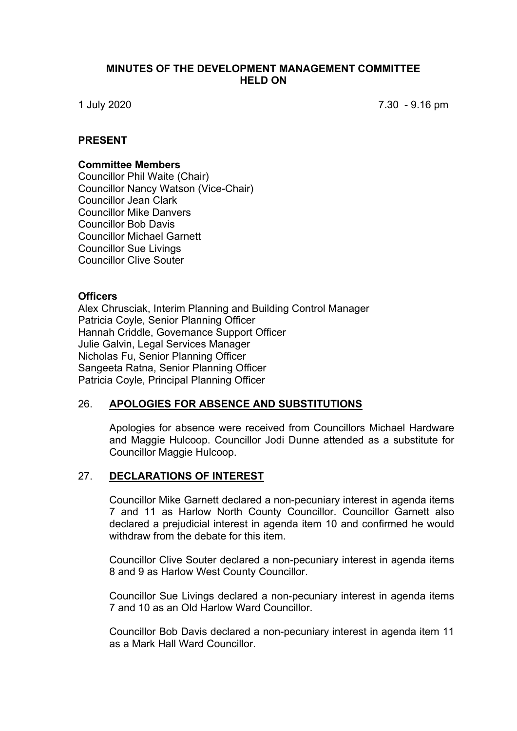**MINUTES OF THE DEVELOPMENT MANAGEMENT COMMITTEE HELD ON**

1 July 2020 7.30 - 9.16 pm

**PRESENT**

**Committee Members**
Councillor Phil Waite (Chair)
Councillor Nancy Watson (Vice-Chair)
Councillor Jean Clark
Councillor Mike Danvers
Councillor Bob Davis
Councillor Michael Garnett
Councillor Sue Livings
Councillor Clive Souter

**Officers**
Alex Chrusciak, Interim Planning and Building Control Manager
Patricia Coyle, Senior Planning Officer
Hannah Criddle, Governance Support Officer
Julie Galvin, Legal Services Manager
Nicholas Fu, Senior Planning Officer
Sangeeta Ratna, Senior Planning Officer
Patricia Coyle, Principal Planning Officer

## 26. APOLOGIES FOR ABSENCE AND SUBSTITUTIONS

Apologies for absence were received from Councillors Michael Hardware and Maggie Hulcoop. Councillor Jodi Dunne attended as a substitute for Councillor Maggie Hulcoop.

## 27. DECLARATIONS OF INTEREST

Councillor Mike Garnett declared a non-pecuniary interest in agenda items 7 and 11 as Harlow North County Councillor. Councillor Garnett also declared a prejudicial interest in agenda item 10 and confirmed he would withdraw from the debate for this item.

Councillor Clive Souter declared a non-pecuniary interest in agenda items 8 and 9 as Harlow West County Councillor.

Councillor Sue Livings declared a non-pecuniary interest in agenda items 7 and 10 as an Old Harlow Ward Councillor.

Councillor Bob Davis declared a non-pecuniary interest in agenda item 11 as a Mark Hall Ward Councillor.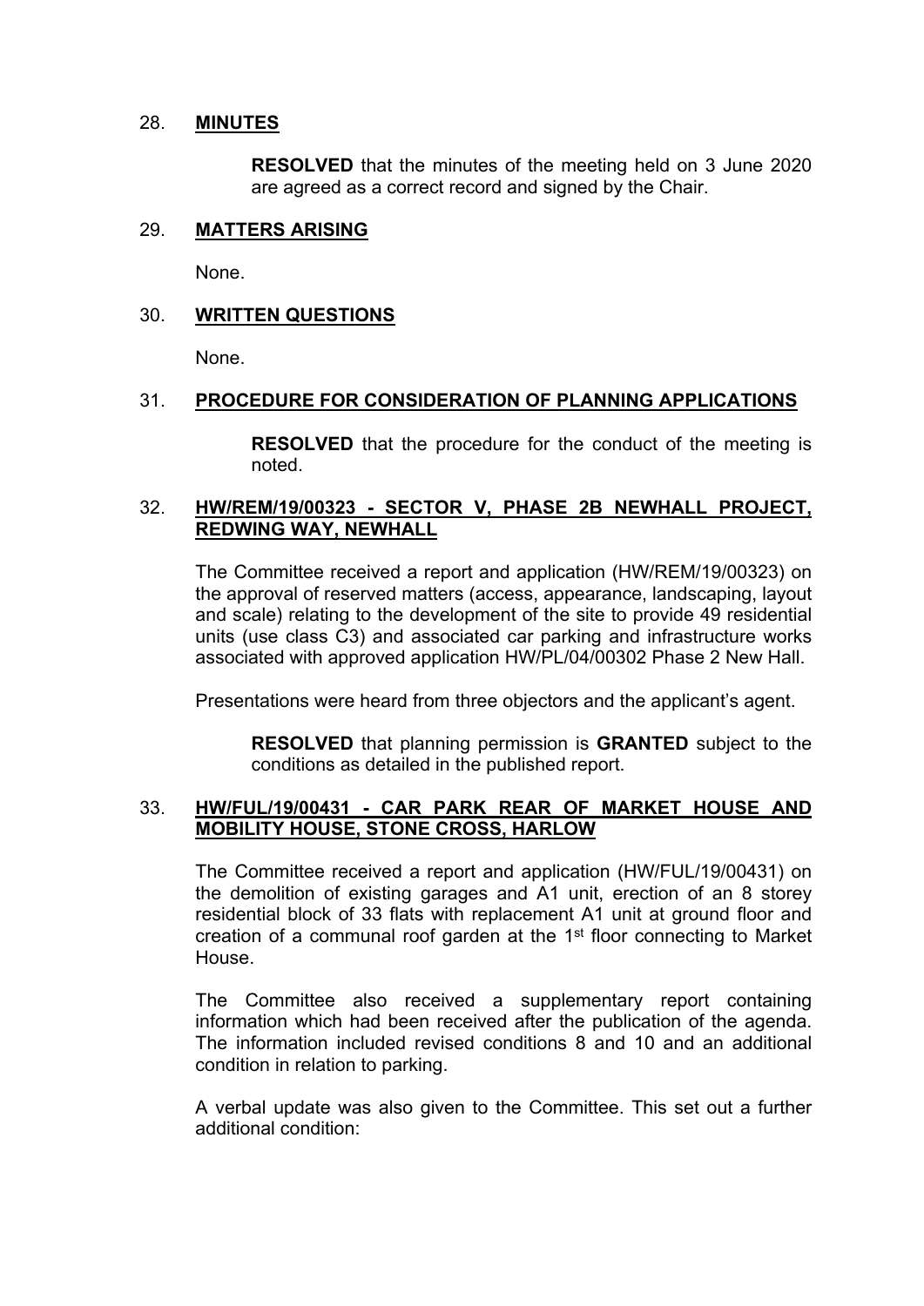28. **MINUTES**

**RESOLVED** that the minutes of the meeting held on 3 June 2020 are agreed as a correct record and signed by the Chair.

29. **MATTERS ARISING**

None.

30. **WRITTEN QUESTIONS**

None.

31. **PROCEDURE FOR CONSIDERATION OF PLANNING APPLICATIONS**

**RESOLVED** that the procedure for the conduct of the meeting is noted.

32. **HW/REM/19/00323 - SECTOR V, PHASE 2B NEWHALL PROJECT, REDWING WAY, NEWHALL**

The Committee received a report and application (HW/REM/19/00323) on the approval of reserved matters (access, appearance, landscaping, layout and scale) relating to the development of the site to provide 49 residential units (use class C3) and associated car parking and infrastructure works associated with approved application HW/PL/04/00302 Phase 2 New Hall.

Presentations were heard from three objectors and the applicant's agent.

**RESOLVED** that planning permission is **GRANTED** subject to the conditions as detailed in the published report.

33. **HW/FUL/19/00431 - CAR PARK REAR OF MARKET HOUSE AND MOBILITY HOUSE, STONE CROSS, HARLOW**

The Committee received a report and application (HW/FUL/19/00431) on the demolition of existing garages and A1 unit, erection of an 8 storey residential block of 33 flats with replacement A1 unit at ground floor and creation of a communal roof garden at the 1st floor connecting to Market House.

The Committee also received a supplementary report containing information which had been received after the publication of the agenda. The information included revised conditions 8 and 10 and an additional condition in relation to parking.

A verbal update was also given to the Committee. This set out a further additional condition: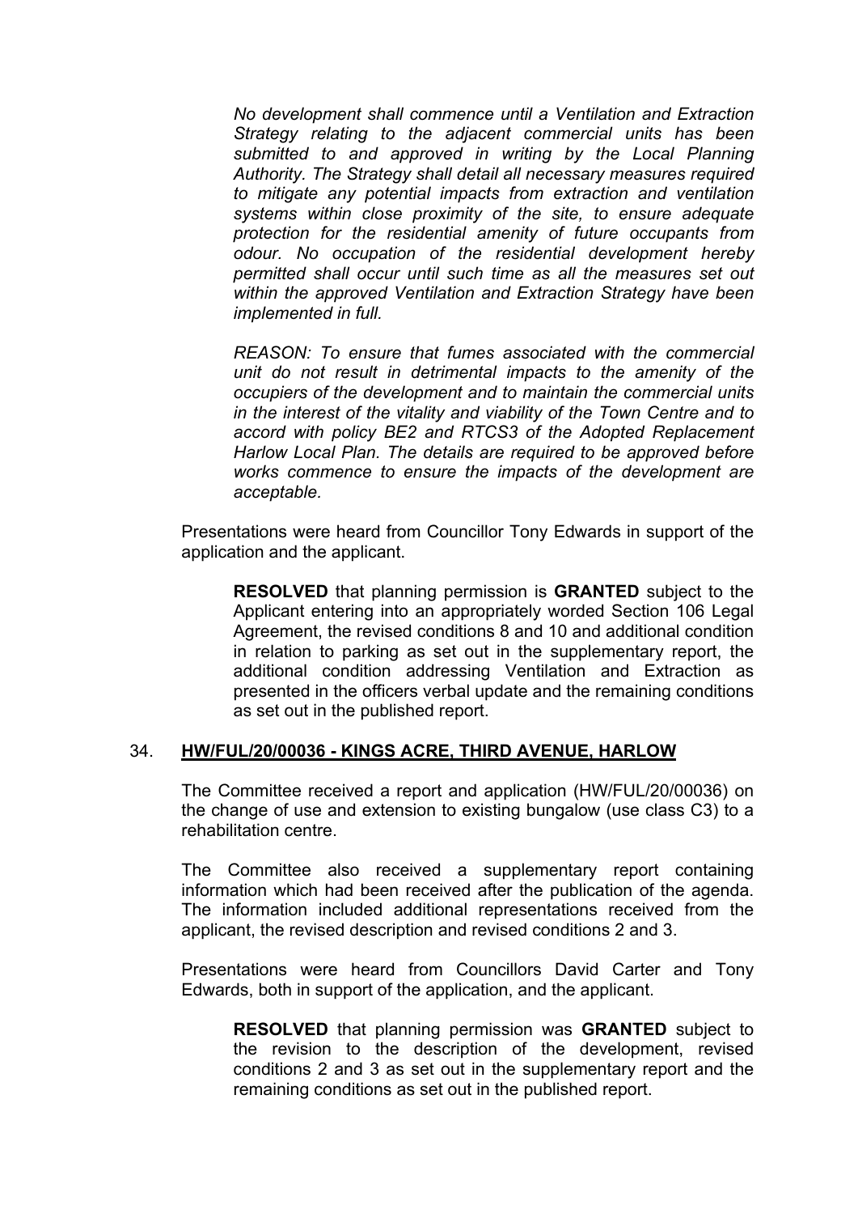*No development shall commence until a Ventilation and Extraction Strategy relating to the adjacent commercial units has been submitted to and approved in writing by the Local Planning Authority. The Strategy shall detail all necessary measures required to mitigate any potential impacts from extraction and ventilation systems within close proximity of the site, to ensure adequate protection for the residential amenity of future occupants from odour. No occupation of the residential development hereby permitted shall occur until such time as all the measures set out within the approved Ventilation and Extraction Strategy have been implemented in full.*

*REASON: To ensure that fumes associated with the commercial unit do not result in detrimental impacts to the amenity of the occupiers of the development and to maintain the commercial units in the interest of the vitality and viability of the Town Centre and to accord with policy BE2 and RTCS3 of the Adopted Replacement Harlow Local Plan. The details are required to be approved before works commence to ensure the impacts of the development are acceptable.*

Presentations were heard from Councillor Tony Edwards in support of the application and the applicant.

**RESOLVED** that planning permission is **GRANTED** subject to the Applicant entering into an appropriately worded Section 106 Legal Agreement, the revised conditions 8 and 10 and additional condition in relation to parking as set out in the supplementary report, the additional condition addressing Ventilation and Extraction as presented in the officers verbal update and the remaining conditions as set out in the published report.

## 34. HW/FUL/20/00036 - KINGS ACRE, THIRD AVENUE, HARLOW

The Committee received a report and application (HW/FUL/20/00036) on the change of use and extension to existing bungalow (use class C3) to a rehabilitation centre.

The Committee also received a supplementary report containing information which had been received after the publication of the agenda. The information included additional representations received from the applicant, the revised description and revised conditions 2 and 3.

Presentations were heard from Councillors David Carter and Tony Edwards, both in support of the application, and the applicant.

**RESOLVED** that planning permission was **GRANTED** subject to the revision to the description of the development, revised conditions 2 and 3 as set out in the supplementary report and the remaining conditions as set out in the published report.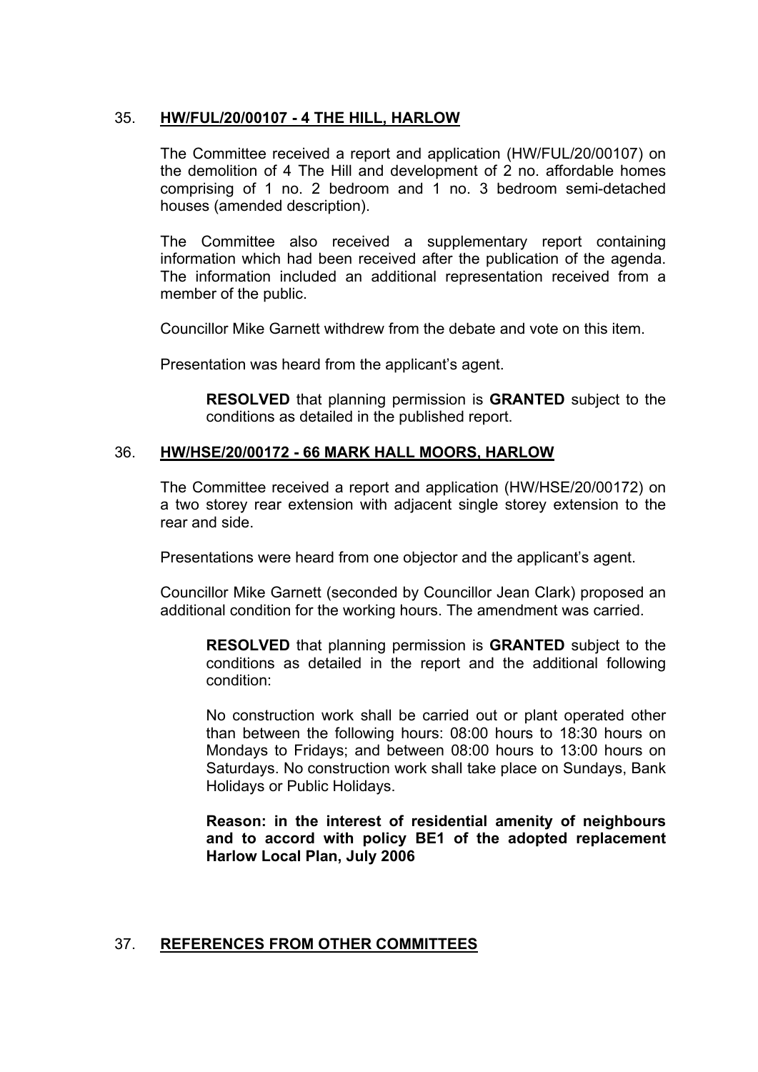## 35. **HW/FUL/20/00107 - 4 THE HILL, HARLOW**

The Committee received a report and application (HW/FUL/20/00107) on the demolition of 4 The Hill and development of 2 no. affordable homes comprising of 1 no. 2 bedroom and 1 no. 3 bedroom semi-detached houses (amended description).

The Committee also received a supplementary report containing information which had been received after the publication of the agenda. The information included an additional representation received from a member of the public.

Councillor Mike Garnett withdrew from the debate and vote on this item.

Presentation was heard from the applicant's agent.

> **RESOLVED** that planning permission is **GRANTED** subject to the conditions as detailed in the published report.

## 36. **HW/HSE/20/00172 - 66 MARK HALL MOORS, HARLOW**

The Committee received a report and application (HW/HSE/20/00172) on a two storey rear extension with adjacent single storey extension to the rear and side.

Presentations were heard from one objector and the applicant's agent.

Councillor Mike Garnett (seconded by Councillor Jean Clark) proposed an additional condition for the working hours. The amendment was carried.

> **RESOLVED** that planning permission is **GRANTED** subject to the conditions as detailed in the report and the additional following condition:
>
> No construction work shall be carried out or plant operated other than between the following hours: 08:00 hours to 18:30 hours on Mondays to Fridays; and between 08:00 hours to 13:00 hours on Saturdays. No construction work shall take place on Sundays, Bank Holidays or Public Holidays.
>
> **Reason: in the interest of residential amenity of neighbours and to accord with policy BE1 of the adopted replacement Harlow Local Plan, July 2006**

## 37. **REFERENCES FROM OTHER COMMITTEES**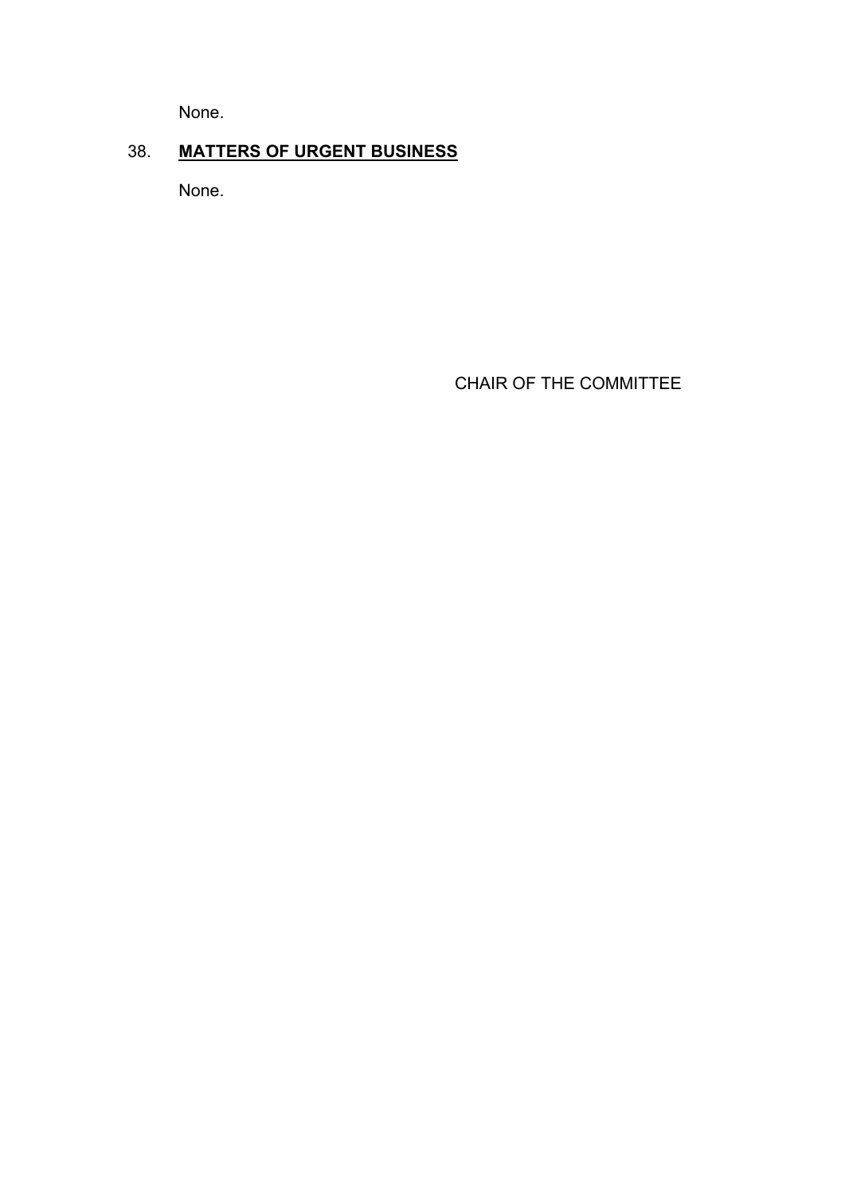None.

## 38. **MATTERS OF URGENT BUSINESS**

None.

CHAIR OF THE COMMITTEE